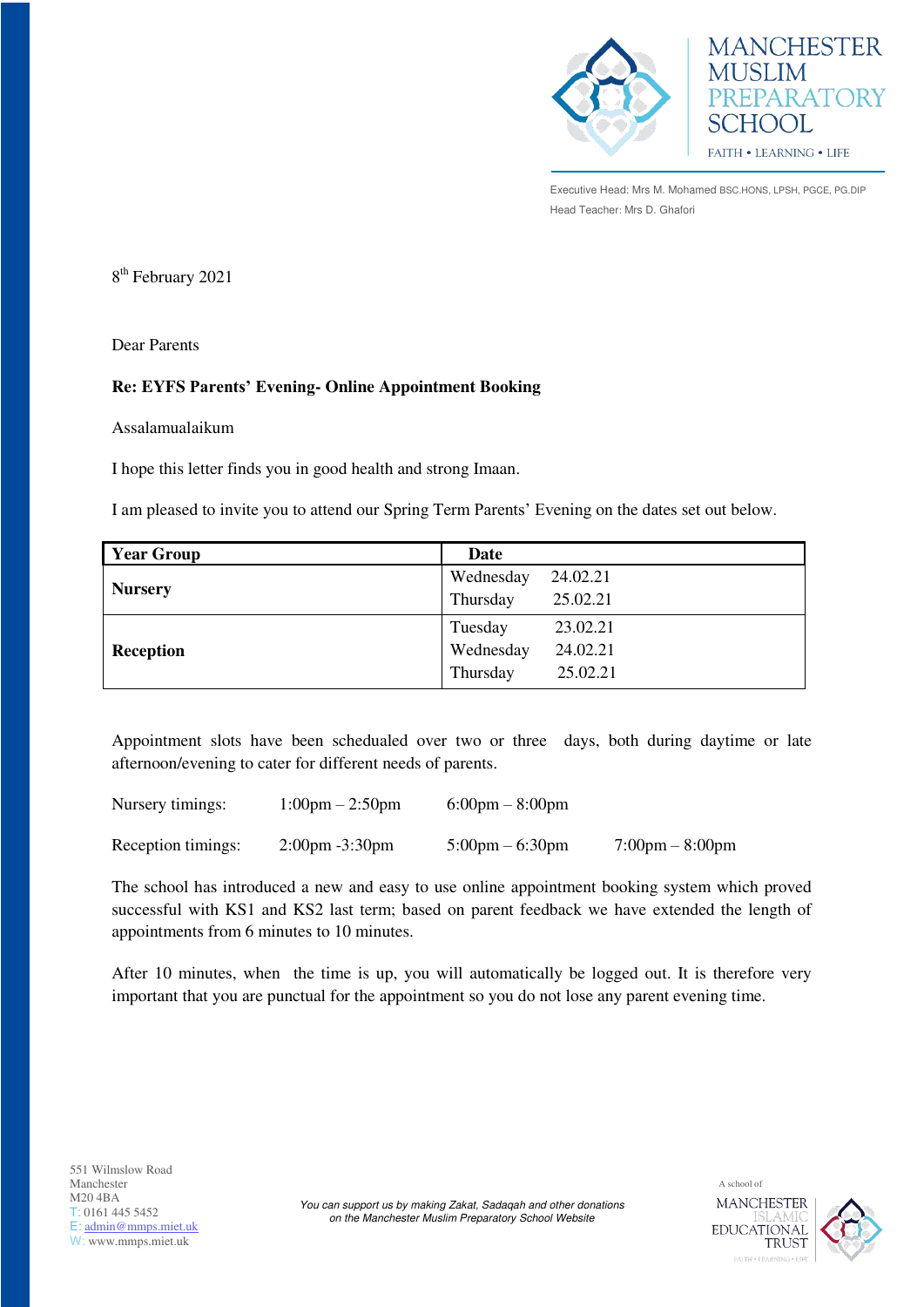# MANCHESTER MUSLIM PREPARATORY SCHOOL

FAITH • LEARNING • LIFE

Executive Head: Mrs M. Mohamed BSC.HONS, LPSH, PGCE, PG.DIP

Head Teacher: Mrs D. Ghafori

8th February 2021

Dear Parents

**Re: EYFS Parents' Evening- Online Appointment Booking**

Assalamualaikum

I hope this letter finds you in good health and strong Imaan.

I am pleased to invite you to attend our Spring Term Parents' Evening on the dates set out below.

| Year Group | Date |
|---|---|
| **Nursery** | Wednesday 24.02.21<br>Thursday 25.02.21 |
| **Reception** | Tuesday 23.02.21<br>Wednesday 24.02.21<br>Thursday 25.02.21 |

Appointment slots have been schedualed over two or three days, both during daytime or late afternoon/evening to cater for different needs of parents.

Nursery timings: 1:00pm – 2:50pm 6:00pm – 8:00pm

Reception timings: 2:00pm -3:30pm 5:00pm – 6:30pm 7:00pm – 8:00pm

The school has introduced a new and easy to use online appointment booking system which proved successful with KS1 and KS2 last term; based on parent feedback we have extended the length of appointments from 6 minutes to 10 minutes.

After 10 minutes, when the time is up, you will automatically be logged out. It is therefore very important that you are punctual for the appointment so you do not lose any parent evening time.

551 Wilmslow Road
Manchester
M20 4BA
T: 0161 445 5452
E: admin@mmps.miet.uk
W: www.mmps.miet.uk

*You can support us by making Zakat, Sadaqah and other donations on the Manchester Muslim Preparatory School Website*

A school of MANCHESTER ISLAMIC EDUCATIONAL TRUST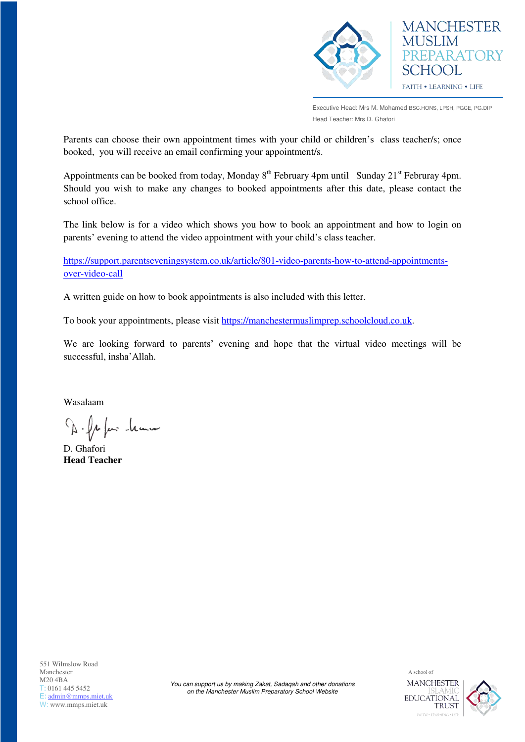Executive Head: Mrs M. Mohamed BSC.HONS, LPSH, PGCE, PG.DIP

Head Teacher: Mrs D. Ghafori

Parents can choose their own appointment times with your child or children's class teacher/s; once booked, you will receive an email confirming your appointment/s.

Appointments can be booked from today, Monday 8th February 4pm until Sunday 21st Februray 4pm. Should you wish to make any changes to booked appointments after this date, please contact the school office.

The link below is for a video which shows you how to book an appointment and how to login on parents' evening to attend the video appointment with your child's class teacher.

https://support.parentseveningsystem.co.uk/article/801-video-parents-how-to-attend-appointments-over-video-call

A written guide on how to book appointments is also included with this letter.

To book your appointments, please visit https://manchestermuslimprep.schoolcloud.co.uk.

We are looking forward to parents' evening and hope that the virtual video meetings will be successful, insha'Allah.

Wasalaam

D. Ghafori
**Head Teacher**

551 Wilmslow Road
Manchester
M20 4BA
T: 0161 445 5452
E: admin@mmps.miet.uk
W: www.mmps.miet.uk

*You can support us by making Zakat, Sadaqah and other donations on the Manchester Muslim Preparatory School Website*

A school of MANCHESTER ISLAMIC EDUCATIONAL TRUST